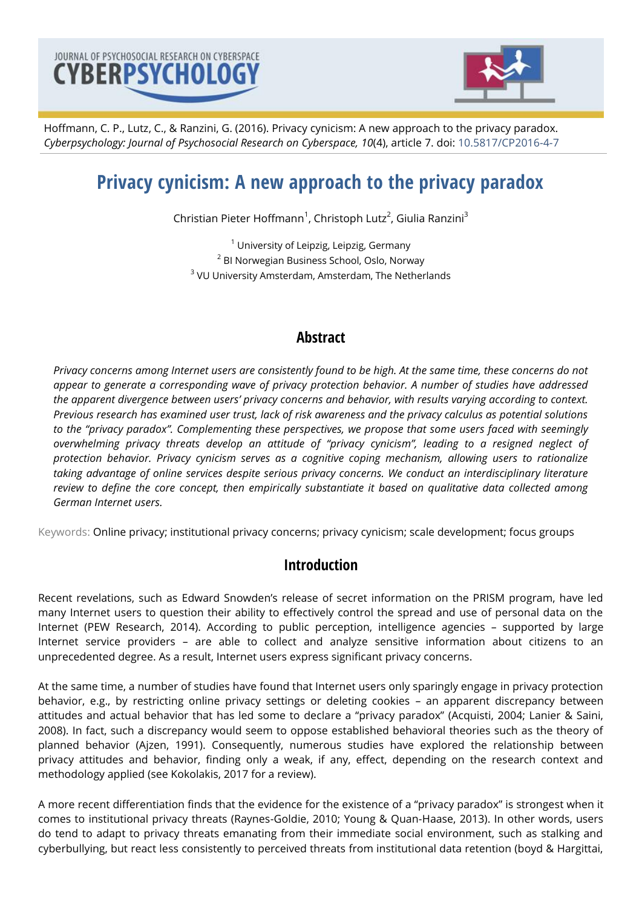Hoffmann, C. P., Lutz, C., & Ranzini, G. (2016). Privacy cynicism: A new approach to the privacy paradox. *Cyberpsychology: Journal of Psychosocial Research on Cyberspace, 10*(4), article 7. doi: 10.5817/CP2016-4-7

# Privacy cynicism: A new approach to the privacy paradox

Christian Pieter Hoffmann[1], Christoph Lutz[2], Giulia Ranzini[3]

[1] University of Leipzig, Leipzig, Germany
[2] BI Norwegian Business School, Oslo, Norway
[3] VU University Amsterdam, Amsterdam, The Netherlands

## Abstract

*Privacy concerns among Internet users are consistently found to be high. At the same time, these concerns do not appear to generate a corresponding wave of privacy protection behavior. A number of studies have addressed the apparent divergence between users' privacy concerns and behavior, with results varying according to context. Previous research has examined user trust, lack of risk awareness and the privacy calculus as potential solutions to the "privacy paradox". Complementing these perspectives, we propose that some users faced with seemingly overwhelming privacy threats develop an attitude of "privacy cynicism", leading to a resigned neglect of protection behavior. Privacy cynicism serves as a cognitive coping mechanism, allowing users to rationalize taking advantage of online services despite serious privacy concerns. We conduct an interdisciplinary literature review to define the core concept, then empirically substantiate it based on qualitative data collected among German Internet users.*

Keywords: Online privacy; institutional privacy concerns; privacy cynicism; scale development; focus groups

## Introduction

Recent revelations, such as Edward Snowden's release of secret information on the PRISM program, have led many Internet users to question their ability to effectively control the spread and use of personal data on the Internet (PEW Research, 2014). According to public perception, intelligence agencies – supported by large Internet service providers – are able to collect and analyze sensitive information about citizens to an unprecedented degree. As a result, Internet users express significant privacy concerns.

At the same time, a number of studies have found that Internet users only sparingly engage in privacy protection behavior, e.g., by restricting online privacy settings or deleting cookies – an apparent discrepancy between attitudes and actual behavior that has led some to declare a "privacy paradox" (Acquisti, 2004; Lanier & Saini, 2008). In fact, such a discrepancy would seem to oppose established behavioral theories such as the theory of planned behavior (Ajzen, 1991). Consequently, numerous studies have explored the relationship between privacy attitudes and behavior, finding only a weak, if any, effect, depending on the research context and methodology applied (see Kokolakis, 2017 for a review).

A more recent differentiation finds that the evidence for the existence of a "privacy paradox" is strongest when it comes to institutional privacy threats (Raynes-Goldie, 2010; Young & Quan-Haase, 2013). In other words, users do tend to adapt to privacy threats emanating from their immediate social environment, such as stalking and cyberbullying, but react less consistently to perceived threats from institutional data retention (boyd & Hargittai,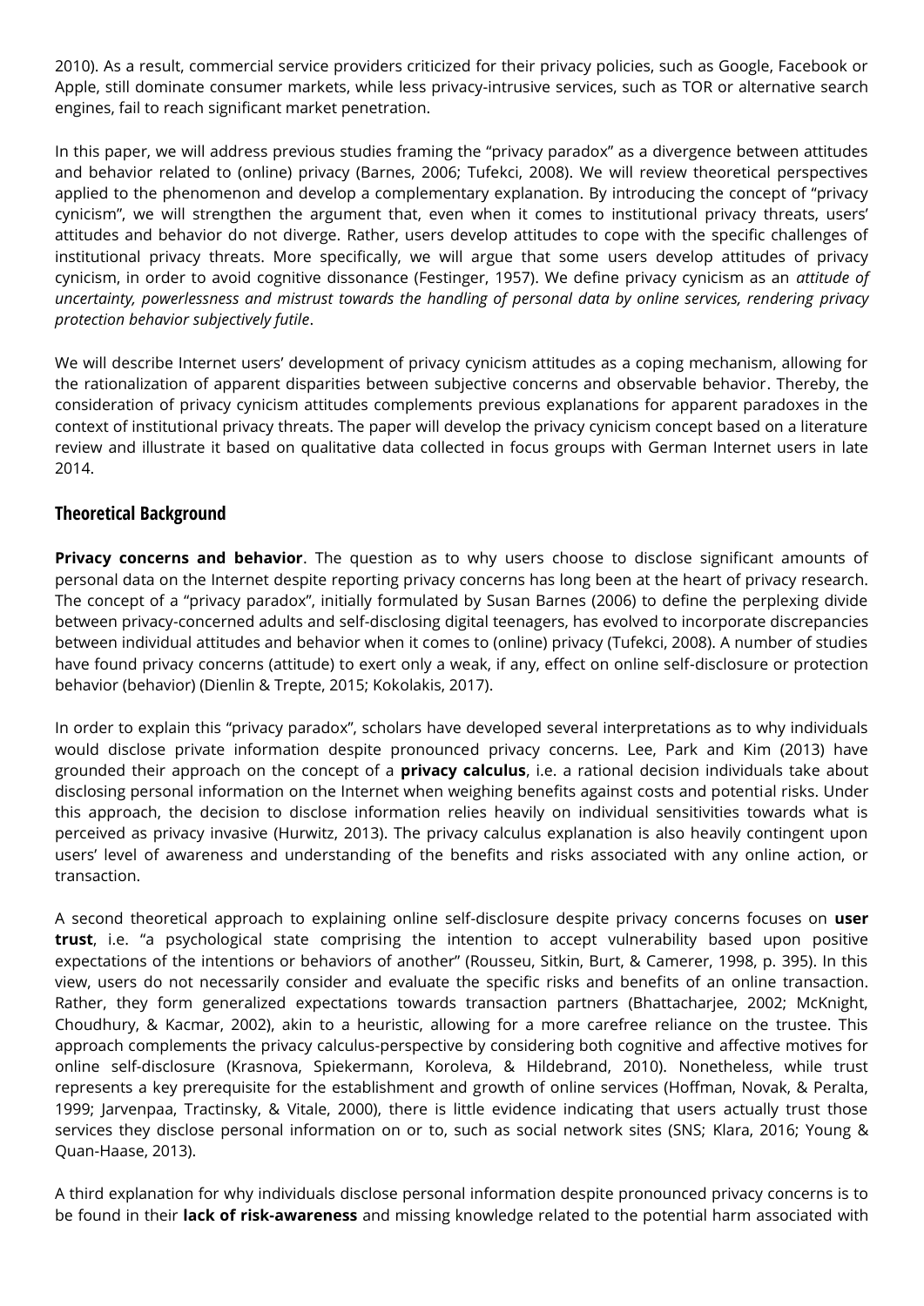2010). As a result, commercial service providers criticized for their privacy policies, such as Google, Facebook or Apple, still dominate consumer markets, while less privacy-intrusive services, such as TOR or alternative search engines, fail to reach significant market penetration.

In this paper, we will address previous studies framing the "privacy paradox" as a divergence between attitudes and behavior related to (online) privacy (Barnes, 2006; Tufekci, 2008). We will review theoretical perspectives applied to the phenomenon and develop a complementary explanation. By introducing the concept of "privacy cynicism", we will strengthen the argument that, even when it comes to institutional privacy threats, users' attitudes and behavior do not diverge. Rather, users develop attitudes to cope with the specific challenges of institutional privacy threats. More specifically, we will argue that some users develop attitudes of privacy cynicism, in order to avoid cognitive dissonance (Festinger, 1957). We define privacy cynicism as an *attitude of uncertainty, powerlessness and mistrust towards the handling of personal data by online services, rendering privacy protection behavior subjectively futile*.

We will describe Internet users' development of privacy cynicism attitudes as a coping mechanism, allowing for the rationalization of apparent disparities between subjective concerns and observable behavior. Thereby, the consideration of privacy cynicism attitudes complements previous explanations for apparent paradoxes in the context of institutional privacy threats. The paper will develop the privacy cynicism concept based on a literature review and illustrate it based on qualitative data collected in focus groups with German Internet users in late 2014.

## Theoretical Background

**Privacy concerns and behavior**. The question as to why users choose to disclose significant amounts of personal data on the Internet despite reporting privacy concerns has long been at the heart of privacy research. The concept of a "privacy paradox", initially formulated by Susan Barnes (2006) to define the perplexing divide between privacy-concerned adults and self-disclosing digital teenagers, has evolved to incorporate discrepancies between individual attitudes and behavior when it comes to (online) privacy (Tufekci, 2008). A number of studies have found privacy concerns (attitude) to exert only a weak, if any, effect on online self-disclosure or protection behavior (behavior) (Dienlin & Trepte, 2015; Kokolakis, 2017).

In order to explain this "privacy paradox", scholars have developed several interpretations as to why individuals would disclose private information despite pronounced privacy concerns. Lee, Park and Kim (2013) have grounded their approach on the concept of a **privacy calculus**, i.e. a rational decision individuals take about disclosing personal information on the Internet when weighing benefits against costs and potential risks. Under this approach, the decision to disclose information relies heavily on individual sensitivities towards what is perceived as privacy invasive (Hurwitz, 2013). The privacy calculus explanation is also heavily contingent upon users' level of awareness and understanding of the benefits and risks associated with any online action, or transaction.

A second theoretical approach to explaining online self-disclosure despite privacy concerns focuses on **user trust**, i.e. "a psychological state comprising the intention to accept vulnerability based upon positive expectations of the intentions or behaviors of another" (Rousseu, Sitkin, Burt, & Camerer, 1998, p. 395). In this view, users do not necessarily consider and evaluate the specific risks and benefits of an online transaction. Rather, they form generalized expectations towards transaction partners (Bhattacharjee, 2002; McKnight, Choudhury, & Kacmar, 2002), akin to a heuristic, allowing for a more carefree reliance on the trustee. This approach complements the privacy calculus-perspective by considering both cognitive and affective motives for online self-disclosure (Krasnova, Spiekermann, Koroleva, & Hildebrand, 2010). Nonetheless, while trust represents a key prerequisite for the establishment and growth of online services (Hoffman, Novak, & Peralta, 1999; Jarvenpaa, Tractinsky, & Vitale, 2000), there is little evidence indicating that users actually trust those services they disclose personal information on or to, such as social network sites (SNS; Klara, 2016; Young & Quan-Haase, 2013).

A third explanation for why individuals disclose personal information despite pronounced privacy concerns is to be found in their **lack of risk-awareness** and missing knowledge related to the potential harm associated with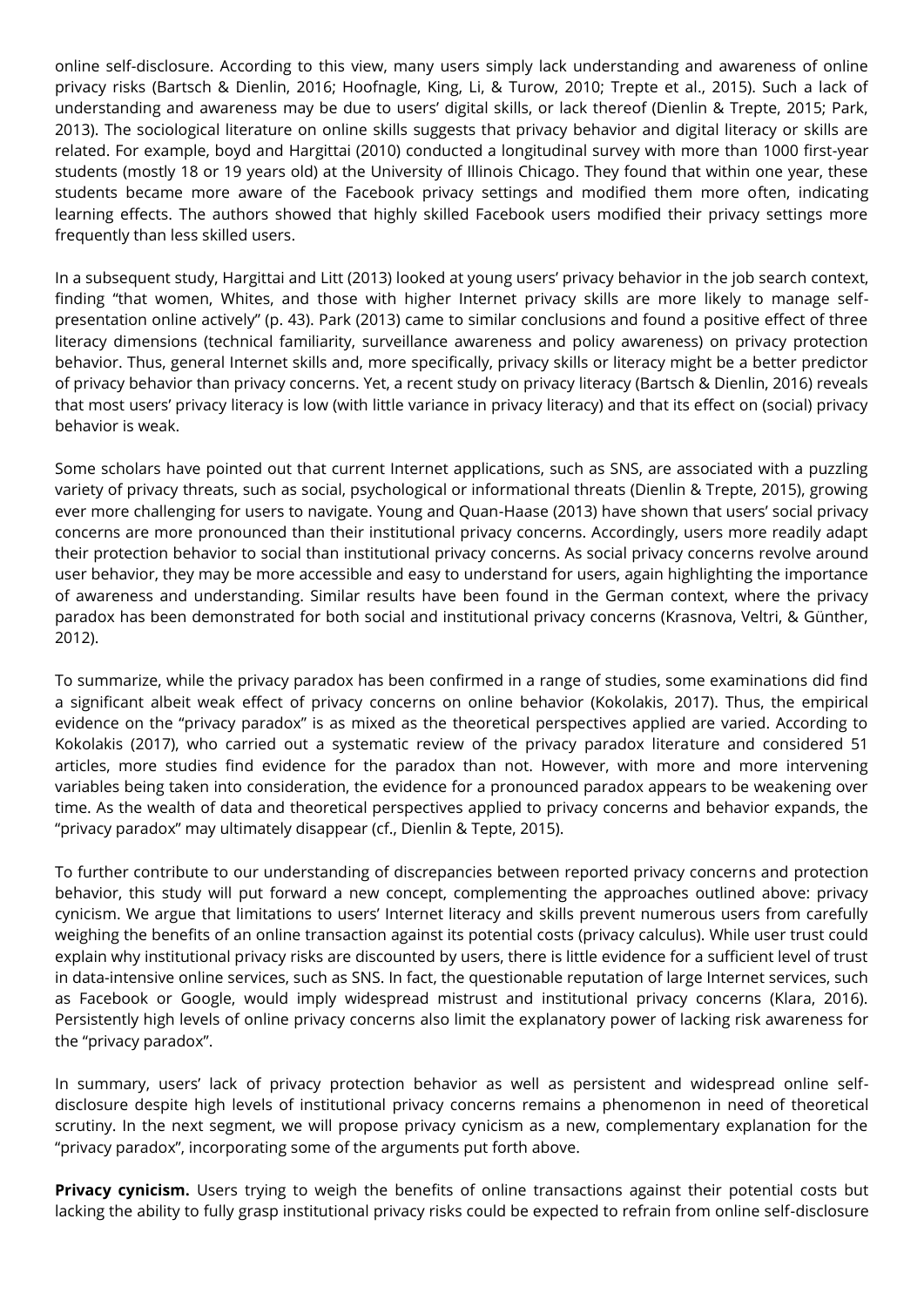online self-disclosure. According to this view, many users simply lack understanding and awareness of online privacy risks (Bartsch & Dienlin, 2016; Hoofnagle, King, Li, & Turow, 2010; Trepte et al., 2015). Such a lack of understanding and awareness may be due to users' digital skills, or lack thereof (Dienlin & Trepte, 2015; Park, 2013). The sociological literature on online skills suggests that privacy behavior and digital literacy or skills are related. For example, boyd and Hargittai (2010) conducted a longitudinal survey with more than 1000 first-year students (mostly 18 or 19 years old) at the University of Illinois Chicago. They found that within one year, these students became more aware of the Facebook privacy settings and modified them more often, indicating learning effects. The authors showed that highly skilled Facebook users modified their privacy settings more frequently than less skilled users.

In a subsequent study, Hargittai and Litt (2013) looked at young users' privacy behavior in the job search context, finding "that women, Whites, and those with higher Internet privacy skills are more likely to manage self-presentation online actively" (p. 43). Park (2013) came to similar conclusions and found a positive effect of three literacy dimensions (technical familiarity, surveillance awareness and policy awareness) on privacy protection behavior. Thus, general Internet skills and, more specifically, privacy skills or literacy might be a better predictor of privacy behavior than privacy concerns. Yet, a recent study on privacy literacy (Bartsch & Dienlin, 2016) reveals that most users' privacy literacy is low (with little variance in privacy literacy) and that its effect on (social) privacy behavior is weak.

Some scholars have pointed out that current Internet applications, such as SNS, are associated with a puzzling variety of privacy threats, such as social, psychological or informational threats (Dienlin & Trepte, 2015), growing ever more challenging for users to navigate. Young and Quan-Haase (2013) have shown that users' social privacy concerns are more pronounced than their institutional privacy concerns. Accordingly, users more readily adapt their protection behavior to social than institutional privacy concerns. As social privacy concerns revolve around user behavior, they may be more accessible and easy to understand for users, again highlighting the importance of awareness and understanding. Similar results have been found in the German context, where the privacy paradox has been demonstrated for both social and institutional privacy concerns (Krasnova, Veltri, & Günther, 2012).

To summarize, while the privacy paradox has been confirmed in a range of studies, some examinations did find a significant albeit weak effect of privacy concerns on online behavior (Kokolakis, 2017). Thus, the empirical evidence on the "privacy paradox" is as mixed as the theoretical perspectives applied are varied. According to Kokolakis (2017), who carried out a systematic review of the privacy paradox literature and considered 51 articles, more studies find evidence for the paradox than not. However, with more and more intervening variables being taken into consideration, the evidence for a pronounced paradox appears to be weakening over time. As the wealth of data and theoretical perspectives applied to privacy concerns and behavior expands, the "privacy paradox" may ultimately disappear (cf., Dienlin & Tepte, 2015).

To further contribute to our understanding of discrepancies between reported privacy concerns and protection behavior, this study will put forward a new concept, complementing the approaches outlined above: privacy cynicism. We argue that limitations to users' Internet literacy and skills prevent numerous users from carefully weighing the benefits of an online transaction against its potential costs (privacy calculus). While user trust could explain why institutional privacy risks are discounted by users, there is little evidence for a sufficient level of trust in data-intensive online services, such as SNS. In fact, the questionable reputation of large Internet services, such as Facebook or Google, would imply widespread mistrust and institutional privacy concerns (Klara, 2016). Persistently high levels of online privacy concerns also limit the explanatory power of lacking risk awareness for the "privacy paradox".

In summary, users' lack of privacy protection behavior as well as persistent and widespread online self-disclosure despite high levels of institutional privacy concerns remains a phenomenon in need of theoretical scrutiny. In the next segment, we will propose privacy cynicism as a new, complementary explanation for the "privacy paradox", incorporating some of the arguments put forth above.

**Privacy cynicism.** Users trying to weigh the benefits of online transactions against their potential costs but lacking the ability to fully grasp institutional privacy risks could be expected to refrain from online self-disclosure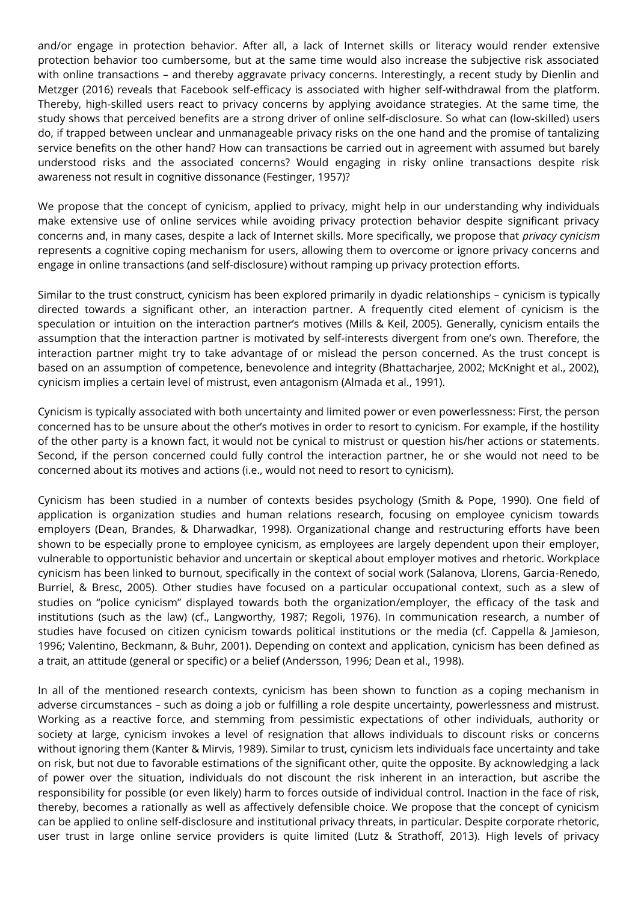and/or engage in protection behavior. After all, a lack of Internet skills or literacy would render extensive protection behavior too cumbersome, but at the same time would also increase the subjective risk associated with online transactions – and thereby aggravate privacy concerns. Interestingly, a recent study by Dienlin and Metzger (2016) reveals that Facebook self-efficacy is associated with higher self-withdrawal from the platform. Thereby, high-skilled users react to privacy concerns by applying avoidance strategies. At the same time, the study shows that perceived benefits are a strong driver of online self-disclosure. So what can (low-skilled) users do, if trapped between unclear and unmanageable privacy risks on the one hand and the promise of tantalizing service benefits on the other hand? How can transactions be carried out in agreement with assumed but barely understood risks and the associated concerns? Would engaging in risky online transactions despite risk awareness not result in cognitive dissonance (Festinger, 1957)?

We propose that the concept of cynicism, applied to privacy, might help in our understanding why individuals make extensive use of online services while avoiding privacy protection behavior despite significant privacy concerns and, in many cases, despite a lack of Internet skills. More specifically, we propose that *privacy cynicism* represents a cognitive coping mechanism for users, allowing them to overcome or ignore privacy concerns and engage in online transactions (and self-disclosure) without ramping up privacy protection efforts.

Similar to the trust construct, cynicism has been explored primarily in dyadic relationships – cynicism is typically directed towards a significant other, an interaction partner. A frequently cited element of cynicism is the speculation or intuition on the interaction partner's motives (Mills & Keil, 2005). Generally, cynicism entails the assumption that the interaction partner is motivated by self-interests divergent from one's own. Therefore, the interaction partner might try to take advantage of or mislead the person concerned. As the trust concept is based on an assumption of competence, benevolence and integrity (Bhattacharjee, 2002; McKnight et al., 2002), cynicism implies a certain level of mistrust, even antagonism (Almada et al., 1991).

Cynicism is typically associated with both uncertainty and limited power or even powerlessness: First, the person concerned has to be unsure about the other's motives in order to resort to cynicism. For example, if the hostility of the other party is a known fact, it would not be cynical to mistrust or question his/her actions or statements. Second, if the person concerned could fully control the interaction partner, he or she would not need to be concerned about its motives and actions (i.e., would not need to resort to cynicism).

Cynicism has been studied in a number of contexts besides psychology (Smith & Pope, 1990). One field of application is organization studies and human relations research, focusing on employee cynicism towards employers (Dean, Brandes, & Dharwadkar, 1998). Organizational change and restructuring efforts have been shown to be especially prone to employee cynicism, as employees are largely dependent upon their employer, vulnerable to opportunistic behavior and uncertain or skeptical about employer motives and rhetoric. Workplace cynicism has been linked to burnout, specifically in the context of social work (Salanova, Llorens, Garcia-Renedo, Burriel, & Bresc, 2005). Other studies have focused on a particular occupational context, such as a slew of studies on "police cynicism" displayed towards both the organization/employer, the efficacy of the task and institutions (such as the law) (cf., Langworthy, 1987; Regoli, 1976). In communication research, a number of studies have focused on citizen cynicism towards political institutions or the media (cf. Cappella & Jamieson, 1996; Valentino, Beckmann, & Buhr, 2001). Depending on context and application, cynicism has been defined as a trait, an attitude (general or specific) or a belief (Andersson, 1996; Dean et al., 1998).

In all of the mentioned research contexts, cynicism has been shown to function as a coping mechanism in adverse circumstances – such as doing a job or fulfilling a role despite uncertainty, powerlessness and mistrust. Working as a reactive force, and stemming from pessimistic expectations of other individuals, authority or society at large, cynicism invokes a level of resignation that allows individuals to discount risks or concerns without ignoring them (Kanter & Mirvis, 1989). Similar to trust, cynicism lets individuals face uncertainty and take on risk, but not due to favorable estimations of the significant other, quite the opposite. By acknowledging a lack of power over the situation, individuals do not discount the risk inherent in an interaction, but ascribe the responsibility for possible (or even likely) harm to forces outside of individual control. Inaction in the face of risk, thereby, becomes a rationally as well as affectively defensible choice. We propose that the concept of cynicism can be applied to online self-disclosure and institutional privacy threats, in particular. Despite corporate rhetoric, user trust in large online service providers is quite limited (Lutz & Strathoff, 2013). High levels of privacy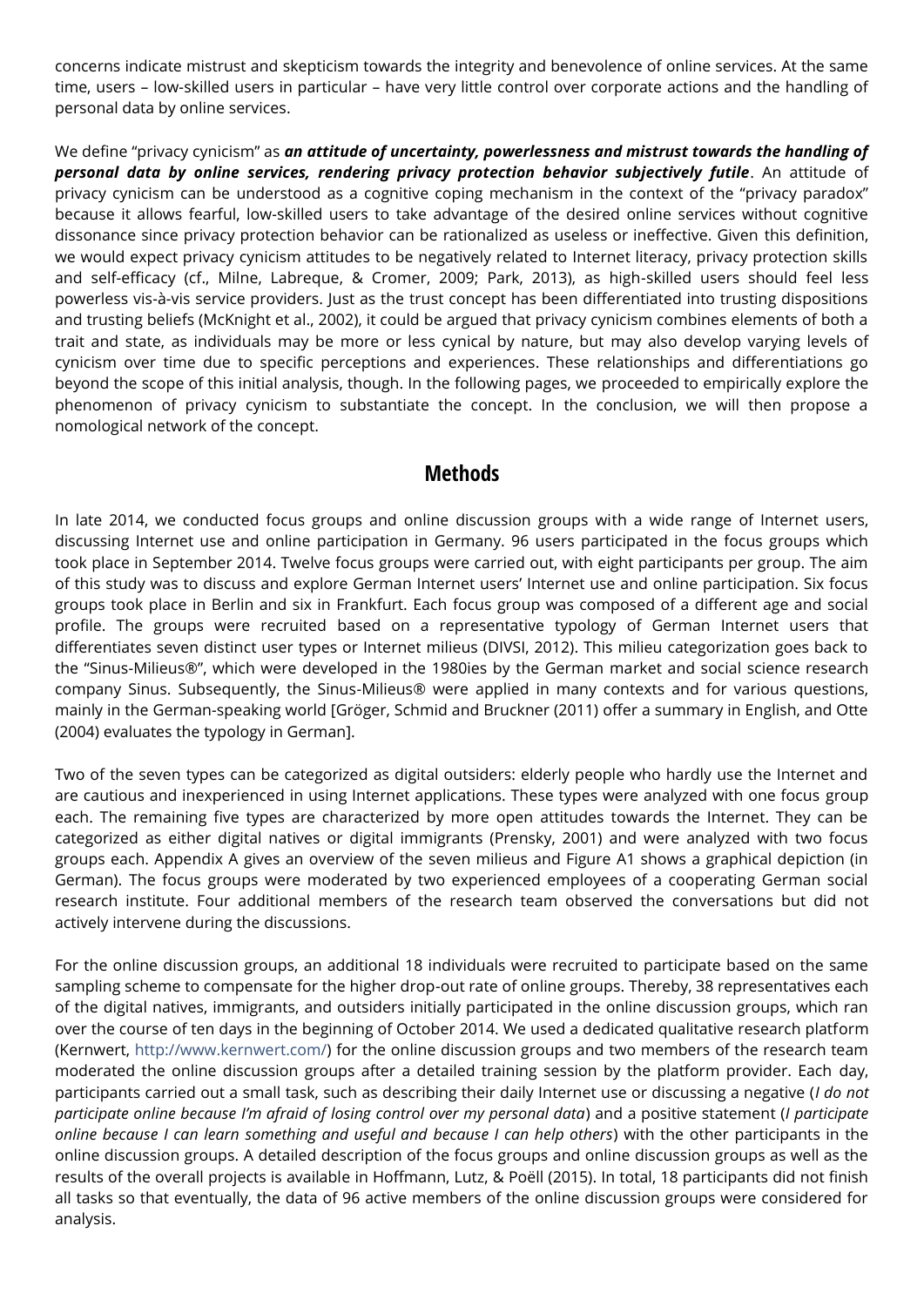concerns indicate mistrust and skepticism towards the integrity and benevolence of online services. At the same time, users – low-skilled users in particular – have very little control over corporate actions and the handling of personal data by online services.

We define "privacy cynicism" as ***an attitude of uncertainty, powerlessness and mistrust towards the handling of personal data by online services, rendering privacy protection behavior subjectively futile***. An attitude of privacy cynicism can be understood as a cognitive coping mechanism in the context of the "privacy paradox" because it allows fearful, low-skilled users to take advantage of the desired online services without cognitive dissonance since privacy protection behavior can be rationalized as useless or ineffective. Given this definition, we would expect privacy cynicism attitudes to be negatively related to Internet literacy, privacy protection skills and self-efficacy (cf., Milne, Labreque, & Cromer, 2009; Park, 2013), as high-skilled users should feel less powerless vis-à-vis service providers. Just as the trust concept has been differentiated into trusting dispositions and trusting beliefs (McKnight et al., 2002), it could be argued that privacy cynicism combines elements of both a trait and state, as individuals may be more or less cynical by nature, but may also develop varying levels of cynicism over time due to specific perceptions and experiences. These relationships and differentiations go beyond the scope of this initial analysis, though. In the following pages, we proceeded to empirically explore the phenomenon of privacy cynicism to substantiate the concept. In the conclusion, we will then propose a nomological network of the concept.

## Methods

In late 2014, we conducted focus groups and online discussion groups with a wide range of Internet users, discussing Internet use and online participation in Germany. 96 users participated in the focus groups which took place in September 2014. Twelve focus groups were carried out, with eight participants per group. The aim of this study was to discuss and explore German Internet users' Internet use and online participation. Six focus groups took place in Berlin and six in Frankfurt. Each focus group was composed of a different age and social profile. The groups were recruited based on a representative typology of German Internet users that differentiates seven distinct user types or Internet milieus (DIVSI, 2012). This milieu categorization goes back to the "Sinus-Milieus®", which were developed in the 1980ies by the German market and social science research company Sinus. Subsequently, the Sinus-Milieus® were applied in many contexts and for various questions, mainly in the German-speaking world [Gröger, Schmid and Bruckner (2011) offer a summary in English, and Otte (2004) evaluates the typology in German].

Two of the seven types can be categorized as digital outsiders: elderly people who hardly use the Internet and are cautious and inexperienced in using Internet applications. These types were analyzed with one focus group each. The remaining five types are characterized by more open attitudes towards the Internet. They can be categorized as either digital natives or digital immigrants (Prensky, 2001) and were analyzed with two focus groups each. Appendix A gives an overview of the seven milieus and Figure A1 shows a graphical depiction (in German). The focus groups were moderated by two experienced employees of a cooperating German social research institute. Four additional members of the research team observed the conversations but did not actively intervene during the discussions.

For the online discussion groups, an additional 18 individuals were recruited to participate based on the same sampling scheme to compensate for the higher drop-out rate of online groups. Thereby, 38 representatives each of the digital natives, immigrants, and outsiders initially participated in the online discussion groups, which ran over the course of ten days in the beginning of October 2014. We used a dedicated qualitative research platform (Kernwert, http://www.kernwert.com/) for the online discussion groups and two members of the research team moderated the online discussion groups after a detailed training session by the platform provider. Each day, participants carried out a small task, such as describing their daily Internet use or discussing a negative (*I do not participate online because I'm afraid of losing control over my personal data*) and a positive statement (*I participate online because I can learn something and useful and because I can help others*) with the other participants in the online discussion groups. A detailed description of the focus groups and online discussion groups as well as the results of the overall projects is available in Hoffmann, Lutz, & Poëll (2015). In total, 18 participants did not finish all tasks so that eventually, the data of 96 active members of the online discussion groups were considered for analysis.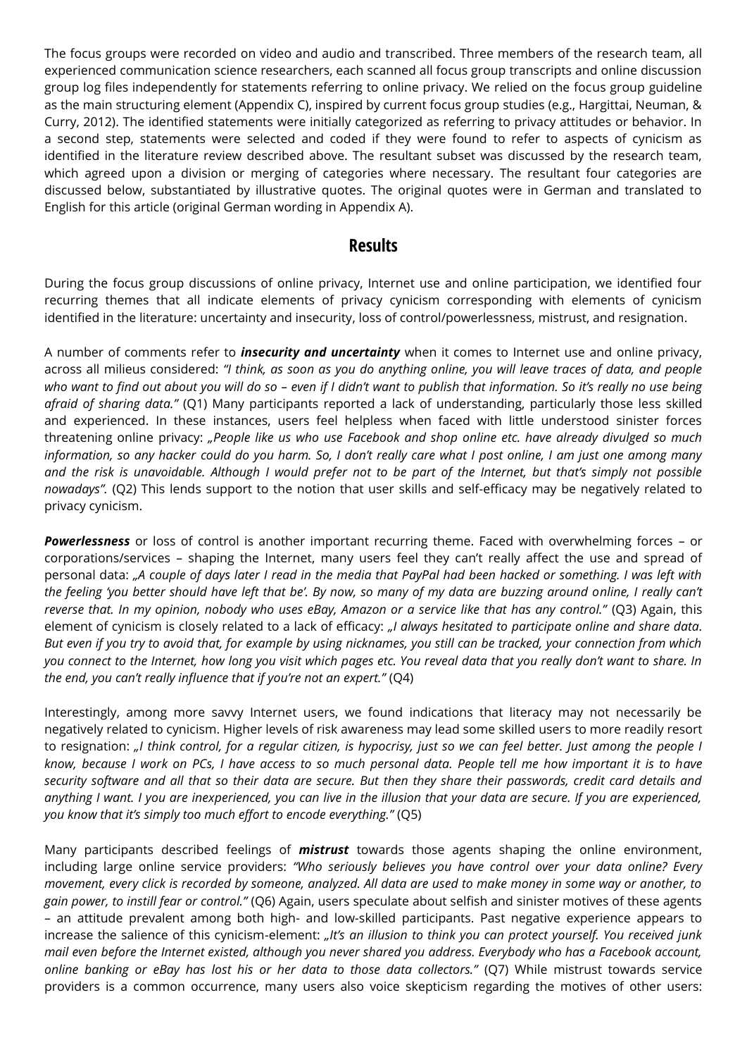The focus groups were recorded on video and audio and transcribed. Three members of the research team, all experienced communication science researchers, each scanned all focus group transcripts and online discussion group log files independently for statements referring to online privacy. We relied on the focus group guideline as the main structuring element (Appendix C), inspired by current focus group studies (e.g., Hargittai, Neuman, & Curry, 2012). The identified statements were initially categorized as referring to privacy attitudes or behavior. In a second step, statements were selected and coded if they were found to refer to aspects of cynicism as identified in the literature review described above. The resultant subset was discussed by the research team, which agreed upon a division or merging of categories where necessary. The resultant four categories are discussed below, substantiated by illustrative quotes. The original quotes were in German and translated to English for this article (original German wording in Appendix A).

## Results

During the focus group discussions of online privacy, Internet use and online participation, we identified four recurring themes that all indicate elements of privacy cynicism corresponding with elements of cynicism identified in the literature: uncertainty and insecurity, loss of control/powerlessness, mistrust, and resignation.

A number of comments refer to ***insecurity and uncertainty*** when it comes to Internet use and online privacy, across all milieus considered: *"I think, as soon as you do anything online, you will leave traces of data, and people who want to find out about you will do so – even if I didn't want to publish that information. So it's really no use being afraid of sharing data."* (Q1) Many participants reported a lack of understanding, particularly those less skilled and experienced. In these instances, users feel helpless when faced with little understood sinister forces threatening online privacy: *„People like us who use Facebook and shop online etc. have already divulged so much information, so any hacker could do you harm. So, I don't really care what I post online, I am just one among many and the risk is unavoidable. Although I would prefer not to be part of the Internet, but that's simply not possible nowadays".* (Q2) This lends support to the notion that user skills and self-efficacy may be negatively related to privacy cynicism.

***Powerlessness*** or loss of control is another important recurring theme. Faced with overwhelming forces – or corporations/services – shaping the Internet, many users feel they can't really affect the use and spread of personal data: *„A couple of days later I read in the media that PayPal had been hacked or something. I was left with the feeling 'you better should have left that be'. By now, so many of my data are buzzing around online, I really can't reverse that. In my opinion, nobody who uses eBay, Amazon or a service like that has any control."* (Q3) Again, this element of cynicism is closely related to a lack of efficacy: *„I always hesitated to participate online and share data. But even if you try to avoid that, for example by using nicknames, you still can be tracked, your connection from which you connect to the Internet, how long you visit which pages etc. You reveal data that you really don't want to share. In the end, you can't really influence that if you're not an expert."* (Q4)

Interestingly, among more savvy Internet users, we found indications that literacy may not necessarily be negatively related to cynicism. Higher levels of risk awareness may lead some skilled users to more readily resort to resignation: *„I think control, for a regular citizen, is hypocrisy, just so we can feel better. Just among the people I know, because I work on PCs, I have access to so much personal data. People tell me how important it is to have security software and all that so their data are secure. But then they share their passwords, credit card details and anything I want. I you are inexperienced, you can live in the illusion that your data are secure. If you are experienced, you know that it's simply too much effort to encode everything."* (Q5)

Many participants described feelings of ***mistrust*** towards those agents shaping the online environment, including large online service providers: *"Who seriously believes you have control over your data online? Every movement, every click is recorded by someone, analyzed. All data are used to make money in some way or another, to gain power, to instill fear or control."* (Q6) Again, users speculate about selfish and sinister motives of these agents – an attitude prevalent among both high- and low-skilled participants. Past negative experience appears to increase the salience of this cynicism-element: *„It's an illusion to think you can protect yourself. You received junk mail even before the Internet existed, although you never shared you address. Everybody who has a Facebook account, online banking or eBay has lost his or her data to those data collectors."* (Q7) While mistrust towards service providers is a common occurrence, many users also voice skepticism regarding the motives of other users: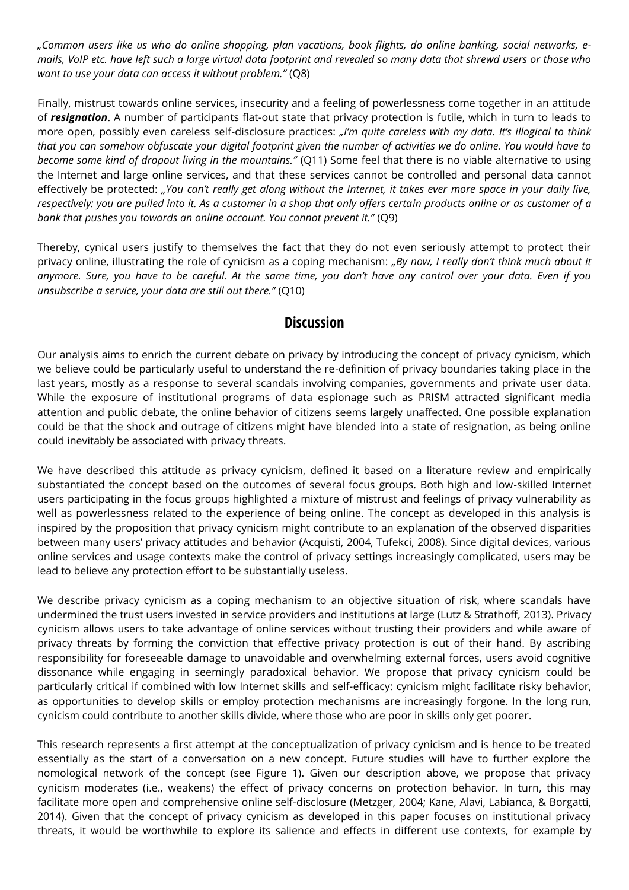*„Common users like us who do online shopping, plan vacations, book flights, do online banking, social networks, e-mails, VoIP etc. have left such a large virtual data footprint and revealed so many data that shrewd users or those who want to use your data can access it without problem."* (Q8)

Finally, mistrust towards online services, insecurity and a feeling of powerlessness come together in an attitude of ***resignation***. A number of participants flat-out state that privacy protection is futile, which in turn to leads to more open, possibly even careless self-disclosure practices: *„I'm quite careless with my data. It's illogical to think that you can somehow obfuscate your digital footprint given the number of activities we do online. You would have to become some kind of dropout living in the mountains."* (Q11) Some feel that there is no viable alternative to using the Internet and large online services, and that these services cannot be controlled and personal data cannot effectively be protected: *„You can't really get along without the Internet, it takes ever more space in your daily live, respectively: you are pulled into it. As a customer in a shop that only offers certain products online or as customer of a bank that pushes you towards an online account. You cannot prevent it."* (Q9)

Thereby, cynical users justify to themselves the fact that they do not even seriously attempt to protect their privacy online, illustrating the role of cynicism as a coping mechanism: *„By now, I really don't think much about it anymore. Sure, you have to be careful. At the same time, you don't have any control over your data. Even if you unsubscribe a service, your data are still out there."* (Q10)

## Discussion

Our analysis aims to enrich the current debate on privacy by introducing the concept of privacy cynicism, which we believe could be particularly useful to understand the re-definition of privacy boundaries taking place in the last years, mostly as a response to several scandals involving companies, governments and private user data. While the exposure of institutional programs of data espionage such as PRISM attracted significant media attention and public debate, the online behavior of citizens seems largely unaffected. One possible explanation could be that the shock and outrage of citizens might have blended into a state of resignation, as being online could inevitably be associated with privacy threats.

We have described this attitude as privacy cynicism, defined it based on a literature review and empirically substantiated the concept based on the outcomes of several focus groups. Both high and low-skilled Internet users participating in the focus groups highlighted a mixture of mistrust and feelings of privacy vulnerability as well as powerlessness related to the experience of being online. The concept as developed in this analysis is inspired by the proposition that privacy cynicism might contribute to an explanation of the observed disparities between many users' privacy attitudes and behavior (Acquisti, 2004, Tufekci, 2008). Since digital devices, various online services and usage contexts make the control of privacy settings increasingly complicated, users may be lead to believe any protection effort to be substantially useless.

We describe privacy cynicism as a coping mechanism to an objective situation of risk, where scandals have undermined the trust users invested in service providers and institutions at large (Lutz & Strathoff, 2013). Privacy cynicism allows users to take advantage of online services without trusting their providers and while aware of privacy threats by forming the conviction that effective privacy protection is out of their hand. By ascribing responsibility for foreseeable damage to unavoidable and overwhelming external forces, users avoid cognitive dissonance while engaging in seemingly paradoxical behavior. We propose that privacy cynicism could be particularly critical if combined with low Internet skills and self-efficacy: cynicism might facilitate risky behavior, as opportunities to develop skills or employ protection mechanisms are increasingly forgone. In the long run, cynicism could contribute to another skills divide, where those who are poor in skills only get poorer.

This research represents a first attempt at the conceptualization of privacy cynicism and is hence to be treated essentially as the start of a conversation on a new concept. Future studies will have to further explore the nomological network of the concept (see Figure 1). Given our description above, we propose that privacy cynicism moderates (i.e., weakens) the effect of privacy concerns on protection behavior. In turn, this may facilitate more open and comprehensive online self-disclosure (Metzger, 2004; Kane, Alavi, Labianca, & Borgatti, 2014). Given that the concept of privacy cynicism as developed in this paper focuses on institutional privacy threats, it would be worthwhile to explore its salience and effects in different use contexts, for example by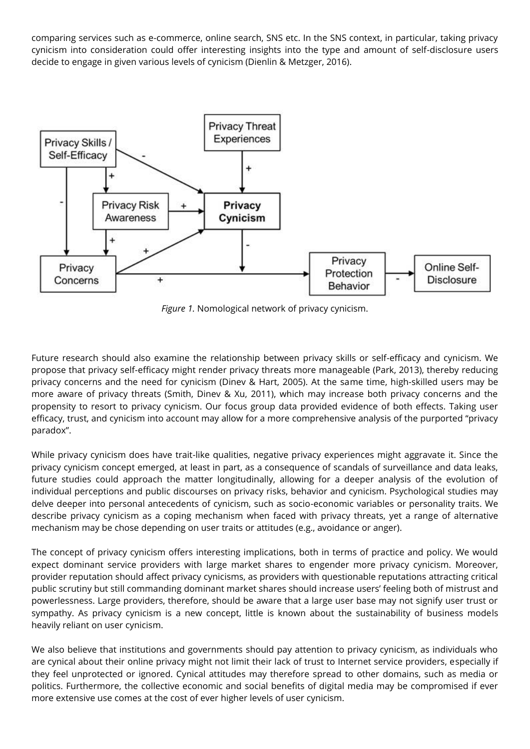comparing services such as e-commerce, online search, SNS etc. In the SNS context, in particular, taking privacy cynicism into consideration could offer interesting insights into the type and amount of self-disclosure users decide to engage in given various levels of cynicism (Dienlin & Metzger, 2016).

Privacy Threat Experiences
Privacy Skills / Self-Efficacy
Privacy Risk Awareness
Privacy Cynicism
Privacy Concerns
Privacy Protection Behavior
Online Self-Disclosure
+
-
+
+
+
+
-
+
-
-

*Figure 1*. Nomological network of privacy cynicism.

Future research should also examine the relationship between privacy skills or self-efficacy and cynicism. We propose that privacy self-efficacy might render privacy threats more manageable (Park, 2013), thereby reducing privacy concerns and the need for cynicism (Dinev & Hart, 2005). At the same time, high-skilled users may be more aware of privacy threats (Smith, Dinev & Xu, 2011), which may increase both privacy concerns and the propensity to resort to privacy cynicism. Our focus group data provided evidence of both effects. Taking user efficacy, trust, and cynicism into account may allow for a more comprehensive analysis of the purported "privacy paradox".

While privacy cynicism does have trait-like qualities, negative privacy experiences might aggravate it. Since the privacy cynicism concept emerged, at least in part, as a consequence of scandals of surveillance and data leaks, future studies could approach the matter longitudinally, allowing for a deeper analysis of the evolution of individual perceptions and public discourses on privacy risks, behavior and cynicism. Psychological studies may delve deeper into personal antecedents of cynicism, such as socio-economic variables or personality traits. We describe privacy cynicism as a coping mechanism when faced with privacy threats, yet a range of alternative mechanism may be chose depending on user traits or attitudes (e.g., avoidance or anger).

The concept of privacy cynicism offers interesting implications, both in terms of practice and policy. We would expect dominant service providers with large market shares to engender more privacy cynicism. Moreover, provider reputation should affect privacy cynicisms, as providers with questionable reputations attracting critical public scrutiny but still commanding dominant market shares should increase users' feeling both of mistrust and powerlessness. Large providers, therefore, should be aware that a large user base may not signify user trust or sympathy. As privacy cynicism is a new concept, little is known about the sustainability of business models heavily reliant on user cynicism.

We also believe that institutions and governments should pay attention to privacy cynicism, as individuals who are cynical about their online privacy might not limit their lack of trust to Internet service providers, especially if they feel unprotected or ignored. Cynical attitudes may therefore spread to other domains, such as media or politics. Furthermore, the collective economic and social benefits of digital media may be compromised if ever more extensive use comes at the cost of ever higher levels of user cynicism.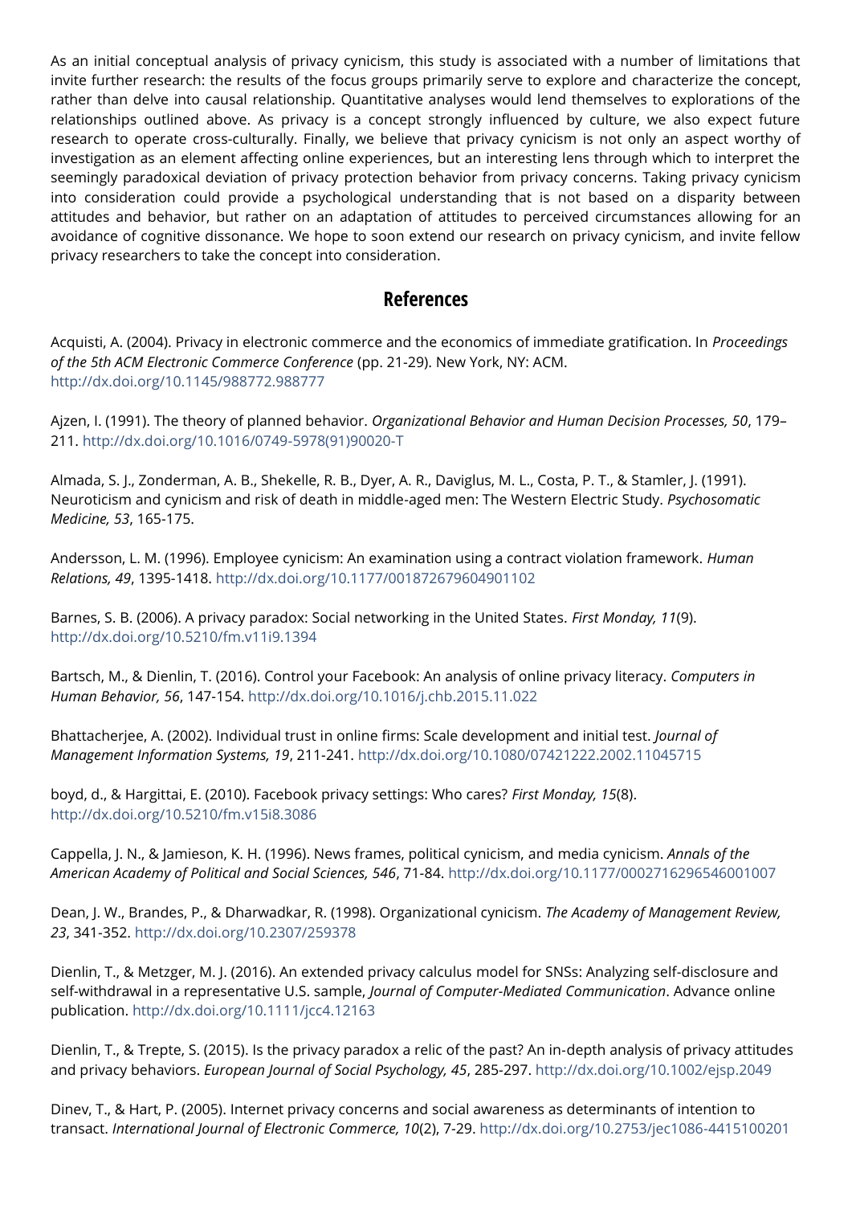As an initial conceptual analysis of privacy cynicism, this study is associated with a number of limitations that invite further research: the results of the focus groups primarily serve to explore and characterize the concept, rather than delve into causal relationship. Quantitative analyses would lend themselves to explorations of the relationships outlined above. As privacy is a concept strongly influenced by culture, we also expect future research to operate cross-culturally. Finally, we believe that privacy cynicism is not only an aspect worthy of investigation as an element affecting online experiences, but an interesting lens through which to interpret the seemingly paradoxical deviation of privacy protection behavior from privacy concerns. Taking privacy cynicism into consideration could provide a psychological understanding that is not based on a disparity between attitudes and behavior, but rather on an adaptation of attitudes to perceived circumstances allowing for an avoidance of cognitive dissonance. We hope to soon extend our research on privacy cynicism, and invite fellow privacy researchers to take the concept into consideration.

## References

Acquisti, A. (2004). Privacy in electronic commerce and the economics of immediate gratification. In *Proceedings of the 5th ACM Electronic Commerce Conference* (pp. 21-29). New York, NY: ACM. http://dx.doi.org/10.1145/988772.988777

Ajzen, I. (1991). The theory of planned behavior. *Organizational Behavior and Human Decision Processes, 50*, 179–211. http://dx.doi.org/10.1016/0749-5978(91)90020-T

Almada, S. J., Zonderman, A. B., Shekelle, R. B., Dyer, A. R., Daviglus, M. L., Costa, P. T., & Stamler, J. (1991). Neuroticism and cynicism and risk of death in middle-aged men: The Western Electric Study. *Psychosomatic Medicine, 53*, 165-175.

Andersson, L. M. (1996). Employee cynicism: An examination using a contract violation framework. *Human Relations, 49*, 1395-1418. http://dx.doi.org/10.1177/001872679604901102

Barnes, S. B. (2006). A privacy paradox: Social networking in the United States. *First Monday, 11*(9). http://dx.doi.org/10.5210/fm.v11i9.1394

Bartsch, M., & Dienlin, T. (2016). Control your Facebook: An analysis of online privacy literacy. *Computers in Human Behavior, 56*, 147-154. http://dx.doi.org/10.1016/j.chb.2015.11.022

Bhattacherjee, A. (2002). Individual trust in online firms: Scale development and initial test. *Journal of Management Information Systems, 19*, 211-241. http://dx.doi.org/10.1080/07421222.2002.11045715

boyd, d., & Hargittai, E. (2010). Facebook privacy settings: Who cares? *First Monday, 15*(8). http://dx.doi.org/10.5210/fm.v15i8.3086

Cappella, J. N., & Jamieson, K. H. (1996). News frames, political cynicism, and media cynicism. *Annals of the American Academy of Political and Social Sciences, 546*, 71-84. http://dx.doi.org/10.1177/0002716296546001007

Dean, J. W., Brandes, P., & Dharwadkar, R. (1998). Organizational cynicism. *The Academy of Management Review, 23*, 341-352. http://dx.doi.org/10.2307/259378

Dienlin, T., & Metzger, M. J. (2016). An extended privacy calculus model for SNSs: Analyzing self-disclosure and self-withdrawal in a representative U.S. sample, *Journal of Computer-Mediated Communication*. Advance online publication. http://dx.doi.org/10.1111/jcc4.12163

Dienlin, T., & Trepte, S. (2015). Is the privacy paradox a relic of the past? An in-depth analysis of privacy attitudes and privacy behaviors. *European Journal of Social Psychology, 45*, 285-297. http://dx.doi.org/10.1002/ejsp.2049

Dinev, T., & Hart, P. (2005). Internet privacy concerns and social awareness as determinants of intention to transact. *International Journal of Electronic Commerce, 10*(2), 7-29. http://dx.doi.org/10.2753/jec1086-4415100201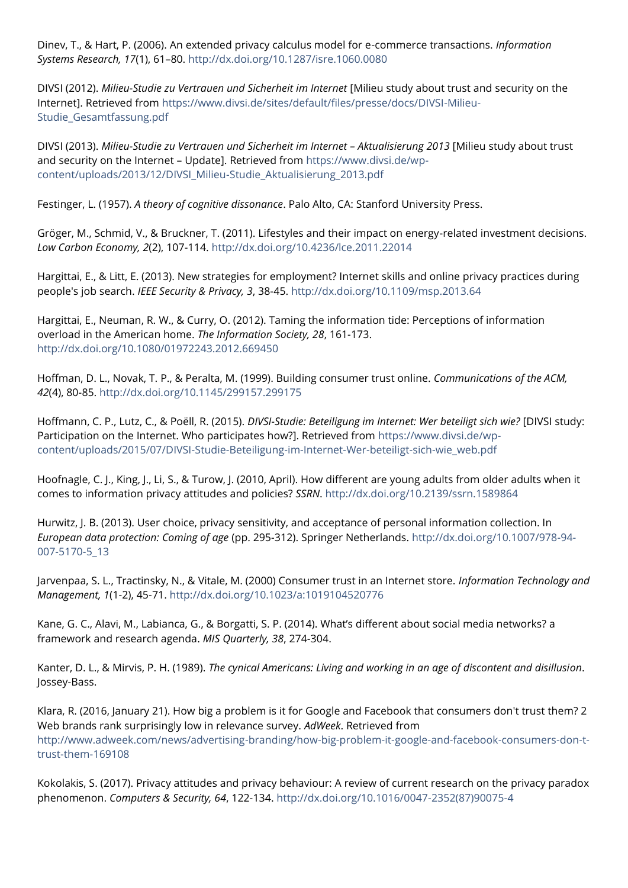Dinev, T., & Hart, P. (2006). An extended privacy calculus model for e-commerce transactions. *Information Systems Research, 17*(1), 61–80. http://dx.doi.org/10.1287/isre.1060.0080

DIVSI (2012). *Milieu-Studie zu Vertrauen und Sicherheit im Internet* [Milieu study about trust and security on the Internet]. Retrieved from https://www.divsi.de/sites/default/files/presse/docs/DIVSI-Milieu-Studie_Gesamtfassung.pdf

DIVSI (2013). *Milieu-Studie zu Vertrauen und Sicherheit im Internet – Aktualisierung 2013* [Milieu study about trust and security on the Internet – Update]. Retrieved from https://www.divsi.de/wp-content/uploads/2013/12/DIVSI_Milieu-Studie_Aktualisierung_2013.pdf

Festinger, L. (1957). *A theory of cognitive dissonance*. Palo Alto, CA: Stanford University Press.

Gröger, M., Schmid, V., & Bruckner, T. (2011). Lifestyles and their impact on energy-related investment decisions. *Low Carbon Economy, 2*(2), 107-114. http://dx.doi.org/10.4236/lce.2011.22014

Hargittai, E., & Litt, E. (2013). New strategies for employment? Internet skills and online privacy practices during people's job search. *IEEE Security & Privacy, 3*, 38-45. http://dx.doi.org/10.1109/msp.2013.64

Hargittai, E., Neuman, R. W., & Curry, O. (2012). Taming the information tide: Perceptions of information overload in the American home. *The Information Society, 28*, 161-173. http://dx.doi.org/10.1080/01972243.2012.669450

Hoffman, D. L., Novak, T. P., & Peralta, M. (1999). Building consumer trust online. *Communications of the ACM, 42*(4), 80-85. http://dx.doi.org/10.1145/299157.299175

Hoffmann, C. P., Lutz, C., & Poëll, R. (2015). *DIVSI-Studie: Beteiligung im Internet: Wer beteiligt sich wie?* [DIVSI study: Participation on the Internet. Who participates how?]. Retrieved from https://www.divsi.de/wp-content/uploads/2015/07/DIVSI-Studie-Beteiligung-im-Internet-Wer-beteiligt-sich-wie_web.pdf

Hoofnagle, C. J., King, J., Li, S., & Turow, J. (2010, April). How different are young adults from older adults when it comes to information privacy attitudes and policies? *SSRN*. http://dx.doi.org/10.2139/ssrn.1589864

Hurwitz, J. B. (2013). User choice, privacy sensitivity, and acceptance of personal information collection. In *European data protection: Coming of age* (pp. 295-312). Springer Netherlands. http://dx.doi.org/10.1007/978-94-007-5170-5_13

Jarvenpaa, S. L., Tractinsky, N., & Vitale, M. (2000) Consumer trust in an Internet store. *Information Technology and Management, 1*(1-2), 45-71. http://dx.doi.org/10.1023/a:1019104520776

Kane, G. C., Alavi, M., Labianca, G., & Borgatti, S. P. (2014). What's different about social media networks? a framework and research agenda. *MIS Quarterly, 38*, 274-304.

Kanter, D. L., & Mirvis, P. H. (1989). *The cynical Americans: Living and working in an age of discontent and disillusion*. Jossey-Bass.

Klara, R. (2016, January 21). How big a problem is it for Google and Facebook that consumers don't trust them? 2 Web brands rank surprisingly low in relevance survey. *AdWeek*. Retrieved from http://www.adweek.com/news/advertising-branding/how-big-problem-it-google-and-facebook-consumers-don-t-trust-them-169108

Kokolakis, S. (2017). Privacy attitudes and privacy behaviour: A review of current research on the privacy paradox phenomenon. *Computers & Security, 64*, 122-134. http://dx.doi.org/10.1016/0047-2352(87)90075-4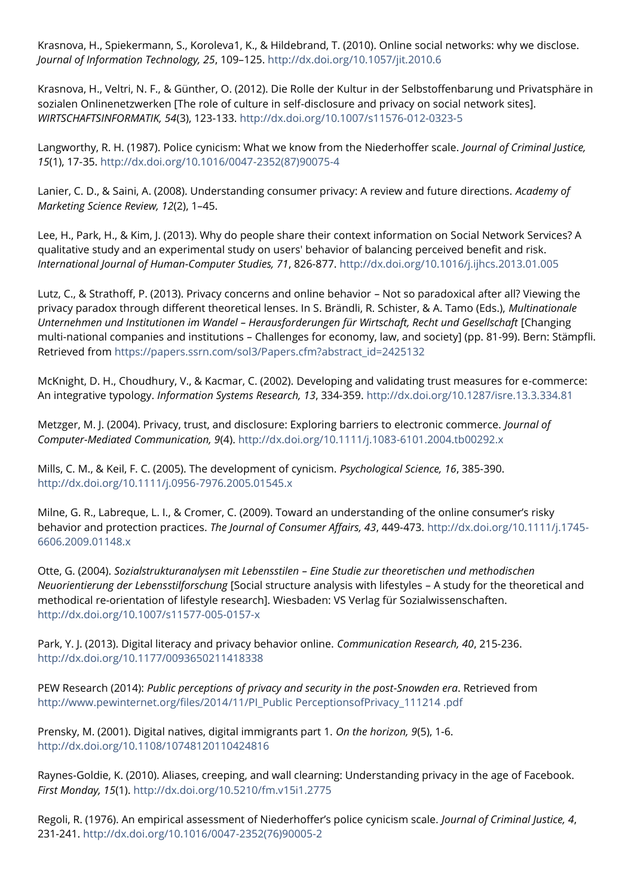Krasnova, H., Spiekermann, S., Koroleva1, K., & Hildebrand, T. (2010). Online social networks: why we disclose. *Journal of Information Technology, 25*, 109–125. http://dx.doi.org/10.1057/jit.2010.6

Krasnova, H., Veltri, N. F., & Günther, O. (2012). Die Rolle der Kultur in der Selbstoffenbarung und Privatsphäre in sozialen Onlinenetzwerken [The role of culture in self-disclosure and privacy on social network sites]. *WIRTSCHAFTSINFORMATIK, 54*(3), 123-133. http://dx.doi.org/10.1007/s11576-012-0323-5

Langworthy, R. H. (1987). Police cynicism: What we know from the Niederhoffer scale. *Journal of Criminal Justice, 15*(1), 17-35. http://dx.doi.org/10.1016/0047-2352(87)90075-4

Lanier, C. D., & Saini, A. (2008). Understanding consumer privacy: A review and future directions. *Academy of Marketing Science Review, 12*(2), 1–45.

Lee, H., Park, H., & Kim, J. (2013). Why do people share their context information on Social Network Services? A qualitative study and an experimental study on users' behavior of balancing perceived benefit and risk. *International Journal of Human-Computer Studies, 71*, 826-877. http://dx.doi.org/10.1016/j.ijhcs.2013.01.005

Lutz, C., & Strathoff, P. (2013). Privacy concerns and online behavior – Not so paradoxical after all? Viewing the privacy paradox through different theoretical lenses. In S. Brändli, R. Schister, & A. Tamo (Eds.), *Multinationale Unternehmen und Institutionen im Wandel – Herausforderungen für Wirtschaft, Recht und Gesellschaft* [Changing multi-national companies and institutions – Challenges for economy, law, and society] (pp. 81-99). Bern: Stämpfli. Retrieved from https://papers.ssrn.com/sol3/Papers.cfm?abstract_id=2425132

McKnight, D. H., Choudhury, V., & Kacmar, C. (2002). Developing and validating trust measures for e-commerce: An integrative typology. *Information Systems Research, 13*, 334-359. http://dx.doi.org/10.1287/isre.13.3.334.81

Metzger, M. J. (2004). Privacy, trust, and disclosure: Exploring barriers to electronic commerce. *Journal of Computer-Mediated Communication, 9*(4). http://dx.doi.org/10.1111/j.1083-6101.2004.tb00292.x

Mills, C. M., & Keil, F. C. (2005). The development of cynicism. *Psychological Science, 16*, 385-390. http://dx.doi.org/10.1111/j.0956-7976.2005.01545.x

Milne, G. R., Labreque, L. I., & Cromer, C. (2009). Toward an understanding of the online consumer's risky behavior and protection practices. *The Journal of Consumer Affairs, 43*, 449-473. http://dx.doi.org/10.1111/j.1745-6606.2009.01148.x

Otte, G. (2004). *Sozialstrukturanalysen mit Lebensstilen – Eine Studie zur theoretischen und methodischen Neuorientierung der Lebensstilforschung* [Social structure analysis with lifestyles – A study for the theoretical and methodical re-orientation of lifestyle research]. Wiesbaden: VS Verlag für Sozialwissenschaften. http://dx.doi.org/10.1007/s11577-005-0157-x

Park, Y. J. (2013). Digital literacy and privacy behavior online. *Communication Research, 40*, 215-236. http://dx.doi.org/10.1177/0093650211418338

PEW Research (2014): *Public perceptions of privacy and security in the post-Snowden era*. Retrieved from http://www.pewinternet.org/files/2014/11/PI_Public PerceptionsofPrivacy_111214 .pdf

Prensky, M. (2001). Digital natives, digital immigrants part 1. *On the horizon, 9*(5), 1-6. http://dx.doi.org/10.1108/10748120110424816

Raynes-Goldie, K. (2010). Aliases, creeping, and wall clearning: Understanding privacy in the age of Facebook. *First Monday, 15*(1). http://dx.doi.org/10.5210/fm.v15i1.2775

Regoli, R. (1976). An empirical assessment of Niederhoffer's police cynicism scale. *Journal of Criminal Justice, 4*, 231-241. http://dx.doi.org/10.1016/0047-2352(76)90005-2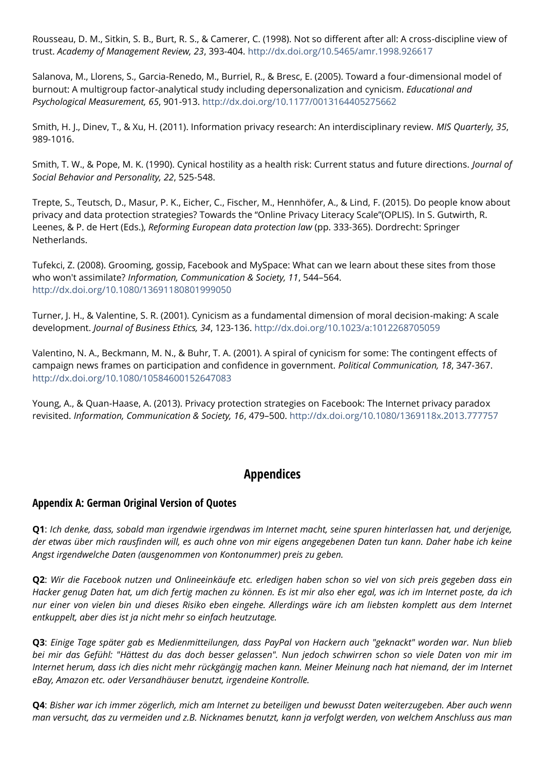Rousseau, D. M., Sitkin, S. B., Burt, R. S., & Camerer, C. (1998). Not so different after all: A cross-discipline view of trust. *Academy of Management Review, 23*, 393-404. http://dx.doi.org/10.5465/amr.1998.926617

Salanova, M., Llorens, S., Garcia-Renedo, M., Burriel, R., & Bresc, E. (2005). Toward a four-dimensional model of burnout: A multigroup factor-analytical study including depersonalization and cynicism. *Educational and Psychological Measurement, 65*, 901-913. http://dx.doi.org/10.1177/0013164405275662

Smith, H. J., Dinev, T., & Xu, H. (2011). Information privacy research: An interdisciplinary review. *MIS Quarterly, 35*, 989-1016.

Smith, T. W., & Pope, M. K. (1990). Cynical hostility as a health risk: Current status and future directions. *Journal of Social Behavior and Personality, 22*, 525-548.

Trepte, S., Teutsch, D., Masur, P. K., Eicher, C., Fischer, M., Hennhöfer, A., & Lind, F. (2015). Do people know about privacy and data protection strategies? Towards the "Online Privacy Literacy Scale"(OPLIS). In S. Gutwirth, R. Leenes, & P. de Hert (Eds.), *Reforming European data protection law* (pp. 333-365). Dordrecht: Springer Netherlands.

Tufekci, Z. (2008). Grooming, gossip, Facebook and MySpace: What can we learn about these sites from those who won't assimilate? *Information, Communication & Society, 11*, 544–564. http://dx.doi.org/10.1080/13691180801999050

Turner, J. H., & Valentine, S. R. (2001). Cynicism as a fundamental dimension of moral decision-making: A scale development. *Journal of Business Ethics, 34*, 123-136. http://dx.doi.org/10.1023/a:1012268705059

Valentino, N. A., Beckmann, M. N., & Buhr, T. A. (2001). A spiral of cynicism for some: The contingent effects of campaign news frames on participation and confidence in government. *Political Communication, 18*, 347-367. http://dx.doi.org/10.1080/10584600152647083

Young, A., & Quan-Haase, A. (2013). Privacy protection strategies on Facebook: The Internet privacy paradox revisited. *Information, Communication & Society, 16*, 479–500. http://dx.doi.org/10.1080/1369118x.2013.777757

# Appendices

## Appendix A: German Original Version of Quotes

**Q1**: *Ich denke, dass, sobald man irgendwie irgendwas im Internet macht, seine spuren hinterlassen hat, und derjenige, der etwas über mich rausfinden will, es auch ohne von mir eigens angegebenen Daten tun kann. Daher habe ich keine Angst irgendwelche Daten (ausgenommen von Kontonummer) preis zu geben.*

**Q2**: *Wir die Facebook nutzen und Onlineeinkäufe etc. erledigen haben schon so viel von sich preis gegeben dass ein Hacker genug Daten hat, um dich fertig machen zu können. Es ist mir also eher egal, was ich im Internet poste, da ich nur einer von vielen bin und dieses Risiko eben eingehe. Allerdings wäre ich am liebsten komplett aus dem Internet entkuppelt, aber dies ist ja nicht mehr so einfach heutzutage.*

**Q3**: *Einige Tage später gab es Medienmitteilungen, dass PayPal von Hackern auch "geknackt" worden war. Nun blieb bei mir das Gefühl: "Hättest du das doch besser gelassen". Nun jedoch schwirren schon so viele Daten von mir im Internet herum, dass ich dies nicht mehr rückgängig machen kann. Meiner Meinung nach hat niemand, der im Internet eBay, Amazon etc. oder Versandhäuser benutzt, irgendeine Kontrolle.*

**Q4**: *Bisher war ich immer zögerlich, mich am Internet zu beteiligen und bewusst Daten weiterzugeben. Aber auch wenn man versucht, das zu vermeiden und z.B. Nicknames benutzt, kann ja verfolgt werden, von welchem Anschluss aus man*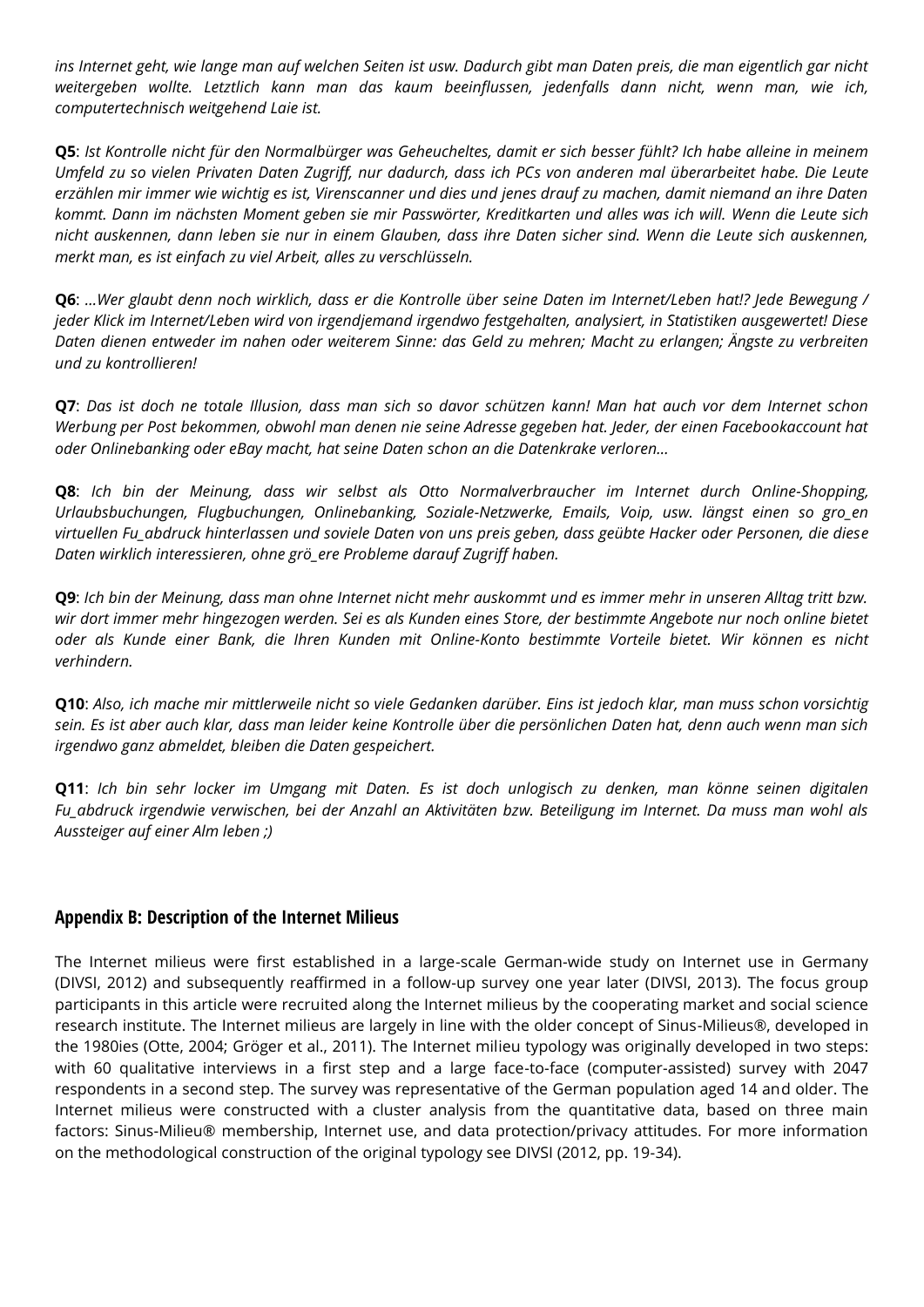*ins Internet geht, wie lange man auf welchen Seiten ist usw. Dadurch gibt man Daten preis, die man eigentlich gar nicht weitergeben wollte. Letztlich kann man das kaum beeinflussen, jedenfalls dann nicht, wenn man, wie ich, computertechnisch weitgehend Laie ist.*

**Q5**: *Ist Kontrolle nicht für den Normalbürger was Geheucheltes, damit er sich besser fühlt? Ich habe alleine in meinem Umfeld zu so vielen Privaten Daten Zugriff, nur dadurch, dass ich PCs von anderen mal überarbeitet habe. Die Leute erzählen mir immer wie wichtig es ist, Virenscanner und dies und jenes drauf zu machen, damit niemand an ihre Daten kommt. Dann im nächsten Moment geben sie mir Passwörter, Kreditkarten und alles was ich will. Wenn die Leute sich nicht auskennen, dann leben sie nur in einem Glauben, dass ihre Daten sicher sind. Wenn die Leute sich auskennen, merkt man, es ist einfach zu viel Arbeit, alles zu verschlüsseln.*

**Q6**: *...Wer glaubt denn noch wirklich, dass er die Kontrolle über seine Daten im Internet/Leben hat!? Jede Bewegung / jeder Klick im Internet/Leben wird von irgendjemand irgendwo festgehalten, analysiert, in Statistiken ausgewertet! Diese Daten dienen entweder im nahen oder weiterem Sinne: das Geld zu mehren; Macht zu erlangen; Ängste zu verbreiten und zu kontrollieren!*

**Q7**: *Das ist doch ne totale Illusion, dass man sich so davor schützen kann! Man hat auch vor dem Internet schon Werbung per Post bekommen, obwohl man denen nie seine Adresse gegeben hat. Jeder, der einen Facebookaccount hat oder Onlinebanking oder eBay macht, hat seine Daten schon an die Datenkrake verloren...*

**Q8**: *Ich bin der Meinung, dass wir selbst als Otto Normalverbraucher im Internet durch Online-Shopping, Urlaubsbuchungen, Flugbuchungen, Onlinebanking, Soziale-Netzwerke, Emails, Voip, usw. längst einen so gro_en virtuellen Fu_abdruck hinterlassen und soviele Daten von uns preis geben, dass geübte Hacker oder Personen, die diese Daten wirklich interessieren, ohne grö_ere Probleme darauf Zugriff haben.*

**Q9**: *Ich bin der Meinung, dass man ohne Internet nicht mehr auskommt und es immer mehr in unseren Alltag tritt bzw. wir dort immer mehr hingezogen werden. Sei es als Kunden eines Store, der bestimmte Angebote nur noch online bietet oder als Kunde einer Bank, die Ihren Kunden mit Online-Konto bestimmte Vorteile bietet. Wir können es nicht verhindern.*

**Q10**: *Also, ich mache mir mittlerweile nicht so viele Gedanken darüber. Eins ist jedoch klar, man muss schon vorsichtig sein. Es ist aber auch klar, dass man leider keine Kontrolle über die persönlichen Daten hat, denn auch wenn man sich irgendwo ganz abmeldet, bleiben die Daten gespeichert.*

**Q11**: *Ich bin sehr locker im Umgang mit Daten. Es ist doch unlogisch zu denken, man könne seinen digitalen Fu_abdruck irgendwie verwischen, bei der Anzahl an Aktivitäten bzw. Beteiligung im Internet. Da muss man wohl als Aussteiger auf einer Alm leben ;)*

## Appendix B: Description of the Internet Milieus

The Internet milieus were first established in a large-scale German-wide study on Internet use in Germany (DIVSI, 2012) and subsequently reaffirmed in a follow-up survey one year later (DIVSI, 2013). The focus group participants in this article were recruited along the Internet milieus by the cooperating market and social science research institute. The Internet milieus are largely in line with the older concept of Sinus-Milieus®, developed in the 1980ies (Otte, 2004; Gröger et al., 2011). The Internet milieu typology was originally developed in two steps: with 60 qualitative interviews in a first step and a large face-to-face (computer-assisted) survey with 2047 respondents in a second step. The survey was representative of the German population aged 14 and older. The Internet milieus were constructed with a cluster analysis from the quantitative data, based on three main factors: Sinus-Milieu® membership, Internet use, and data protection/privacy attitudes. For more information on the methodological construction of the original typology see DIVSI (2012, pp. 19-34).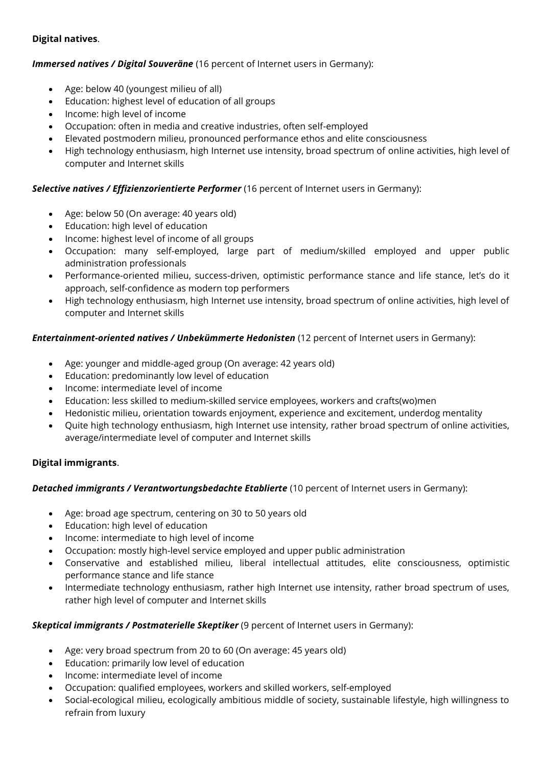**Digital natives**.

***Immersed natives / Digital Souveräne*** (16 percent of Internet users in Germany):

- Age: below 40 (youngest milieu of all)
- Education: highest level of education of all groups
- Income: high level of income
- Occupation: often in media and creative industries, often self-employed
- Elevated postmodern milieu, pronounced performance ethos and elite consciousness
- High technology enthusiasm, high Internet use intensity, broad spectrum of online activities, high level of computer and Internet skills

***Selective natives / Effizienzorientierte Performer*** (16 percent of Internet users in Germany):

- Age: below 50 (On average: 40 years old)
- Education: high level of education
- Income: highest level of income of all groups
- Occupation: many self-employed, large part of medium/skilled employed and upper public administration professionals
- Performance-oriented milieu, success-driven, optimistic performance stance and life stance, let's do it approach, self-confidence as modern top performers
- High technology enthusiasm, high Internet use intensity, broad spectrum of online activities, high level of computer and Internet skills

***Entertainment-oriented natives / Unbekümmerte Hedonisten*** (12 percent of Internet users in Germany):

- Age: younger and middle-aged group (On average: 42 years old)
- Education: predominantly low level of education
- Income: intermediate level of income
- Education: less skilled to medium-skilled service employees, workers and crafts(wo)men
- Hedonistic milieu, orientation towards enjoyment, experience and excitement, underdog mentality
- Quite high technology enthusiasm, high Internet use intensity, rather broad spectrum of online activities, average/intermediate level of computer and Internet skills

**Digital immigrants**.

***Detached immigrants / Verantwortungsbedachte Etablierte*** (10 percent of Internet users in Germany):

- Age: broad age spectrum, centering on 30 to 50 years old
- Education: high level of education
- Income: intermediate to high level of income
- Occupation: mostly high-level service employed and upper public administration
- Conservative and established milieu, liberal intellectual attitudes, elite consciousness, optimistic performance stance and life stance
- Intermediate technology enthusiasm, rather high Internet use intensity, rather broad spectrum of uses, rather high level of computer and Internet skills

***Skeptical immigrants / Postmaterielle Skeptiker*** (9 percent of Internet users in Germany):

- Age: very broad spectrum from 20 to 60 (On average: 45 years old)
- Education: primarily low level of education
- Income: intermediate level of income
- Occupation: qualified employees, workers and skilled workers, self-employed
- Social-ecological milieu, ecologically ambitious middle of society, sustainable lifestyle, high willingness to refrain from luxury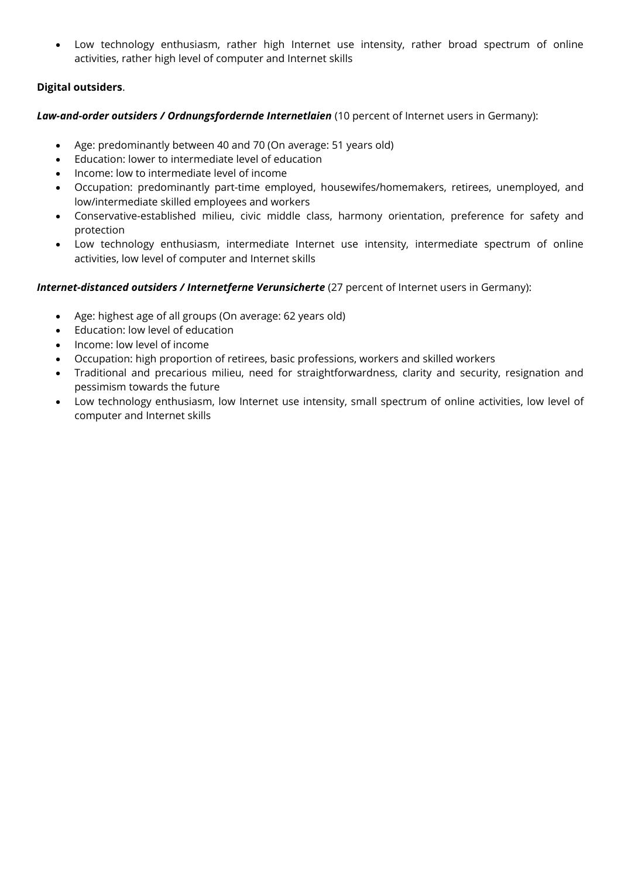- Low technology enthusiasm, rather high Internet use intensity, rather broad spectrum of online activities, rather high level of computer and Internet skills

**Digital outsiders**.

***Law-and-order outsiders / Ordnungsfordernde Internetlaien*** (10 percent of Internet users in Germany):

- Age: predominantly between 40 and 70 (On average: 51 years old)
- Education: lower to intermediate level of education
- Income: low to intermediate level of income
- Occupation: predominantly part-time employed, housewifes/homemakers, retirees, unemployed, and low/intermediate skilled employees and workers
- Conservative-established milieu, civic middle class, harmony orientation, preference for safety and protection
- Low technology enthusiasm, intermediate Internet use intensity, intermediate spectrum of online activities, low level of computer and Internet skills

***Internet-distanced outsiders / Internetferne Verunsicherte*** (27 percent of Internet users in Germany):

- Age: highest age of all groups (On average: 62 years old)
- Education: low level of education
- Income: low level of income
- Occupation: high proportion of retirees, basic professions, workers and skilled workers
- Traditional and precarious milieu, need for straightforwardness, clarity and security, resignation and pessimism towards the future
- Low technology enthusiasm, low Internet use intensity, small spectrum of online activities, low level of computer and Internet skills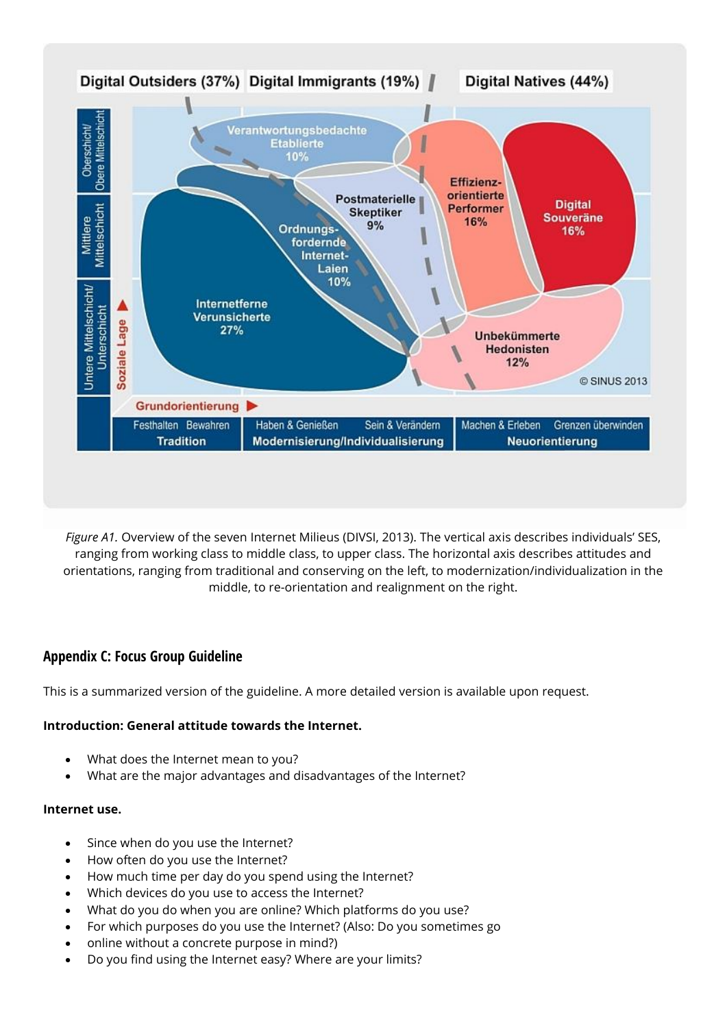*Figure A1.* Overview of the seven Internet Milieus (DIVSI, 2013). The vertical axis describes individuals' SES, ranging from working class to middle class, to upper class. The horizontal axis describes attitudes and orientations, ranging from traditional and conserving on the left, to modernization/individualization in the middle, to re-orientation and realignment on the right.

## Appendix C: Focus Group Guideline

This is a summarized version of the guideline. A more detailed version is available upon request.

**Introduction: General attitude towards the Internet.**

- What does the Internet mean to you?
- What are the major advantages and disadvantages of the Internet?

**Internet use.**

- Since when do you use the Internet?
- How often do you use the Internet?
- How much time per day do you spend using the Internet?
- Which devices do you use to access the Internet?
- What do you do when you are online? Which platforms do you use?
- For which purposes do you use the Internet? (Also: Do you sometimes go
- online without a concrete purpose in mind?)
- Do you find using the Internet easy? Where are your limits?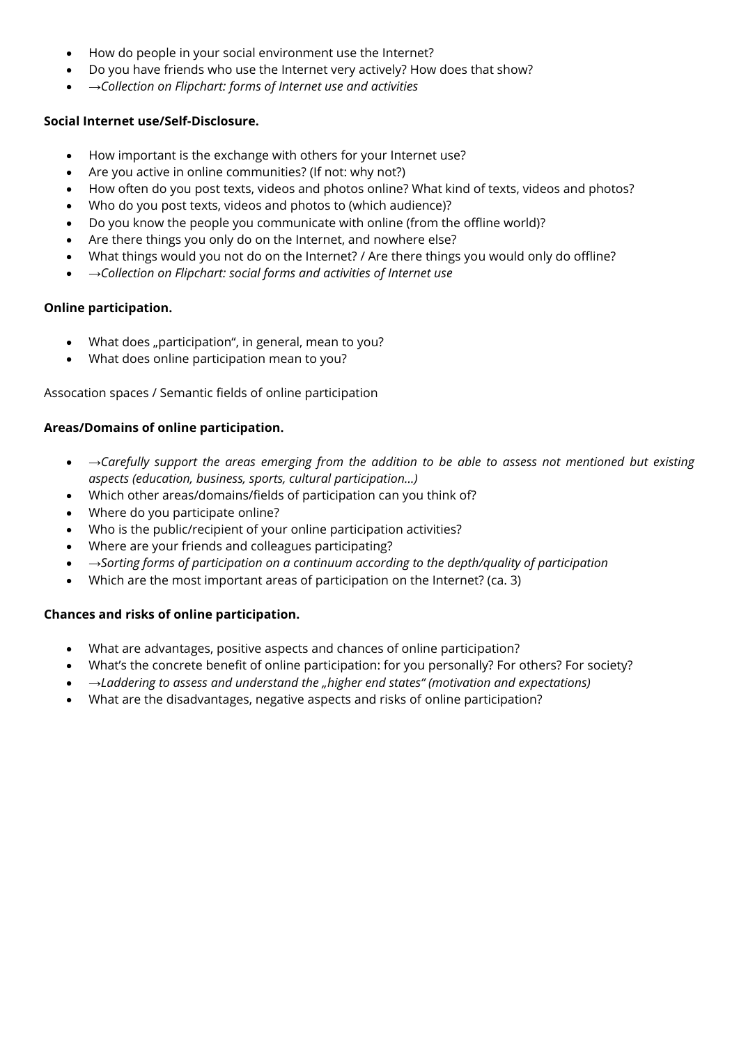- How do people in your social environment use the Internet?
- Do you have friends who use the Internet very actively? How does that show?
- *→Collection on Flipchart: forms of Internet use and activities*

**Social Internet use/Self-Disclosure.**

- How important is the exchange with others for your Internet use?
- Are you active in online communities? (If not: why not?)
- How often do you post texts, videos and photos online? What kind of texts, videos and photos?
- Who do you post texts, videos and photos to (which audience)?
- Do you know the people you communicate with online (from the offline world)?
- Are there things you only do on the Internet, and nowhere else?
- What things would you not do on the Internet? / Are there things you would only do offline?
- *→Collection on Flipchart: social forms and activities of Internet use*

**Online participation.**

- What does „participation", in general, mean to you?
- What does online participation mean to you?

Assocation spaces / Semantic fields of online participation

**Areas/Domains of online participation.**

- *→Carefully support the areas emerging from the addition to be able to assess not mentioned but existing aspects (education, business, sports, cultural participation...)*
- Which other areas/domains/fields of participation can you think of?
- Where do you participate online?
- Who is the public/recipient of your online participation activities?
- Where are your friends and colleagues participating?
- *→Sorting forms of participation on a continuum according to the depth/quality of participation*
- Which are the most important areas of participation on the Internet? (ca. 3)

**Chances and risks of online participation.**

- What are advantages, positive aspects and chances of online participation?
- What's the concrete benefit of online participation: for you personally? For others? For society?
- *→Laddering to assess and understand the „higher end states" (motivation and expectations)*
- What are the disadvantages, negative aspects and risks of online participation?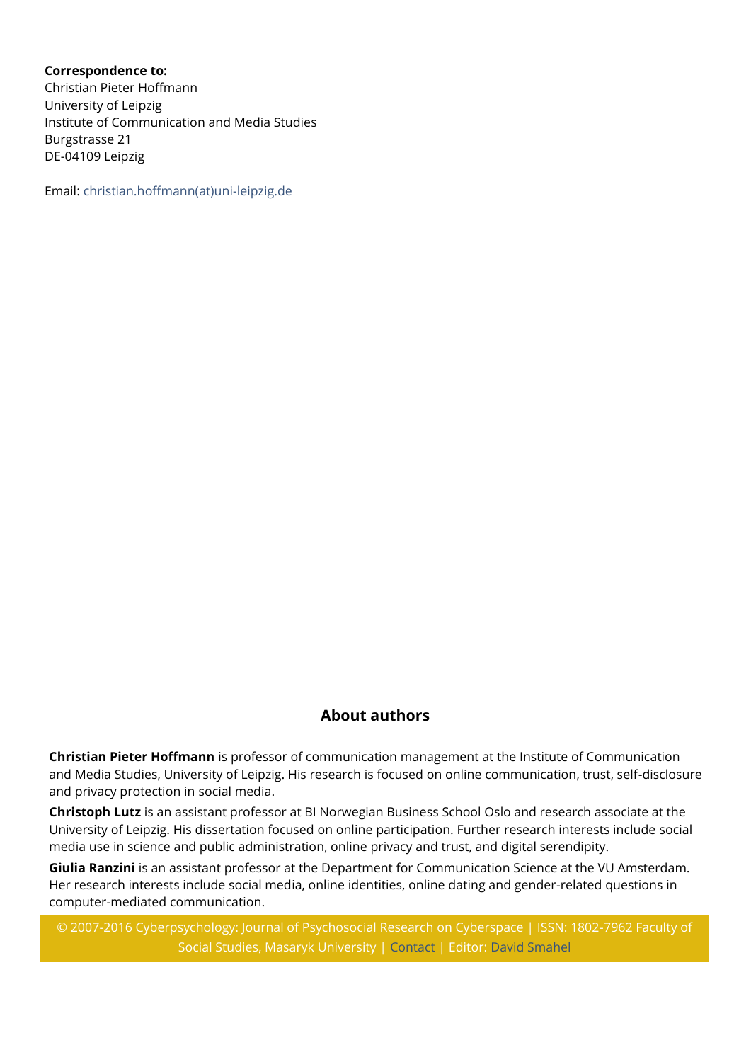**Correspondence to:**
Christian Pieter Hoffmann
University of Leipzig
Institute of Communication and Media Studies
Burgstrasse 21
DE-04109 Leipzig

Email: christian.hoffmann(at)uni-leipzig.de

## About authors

**Christian Pieter Hoffmann** is professor of communication management at the Institute of Communication and Media Studies, University of Leipzig. His research is focused on online communication, trust, self-disclosure and privacy protection in social media.

**Christoph Lutz** is an assistant professor at BI Norwegian Business School Oslo and research associate at the University of Leipzig. His dissertation focused on online participation. Further research interests include social media use in science and public administration, online privacy and trust, and digital serendipity.

**Giulia Ranzini** is an assistant professor at the Department for Communication Science at the VU Amsterdam. Her research interests include social media, online identities, online dating and gender-related questions in computer-mediated communication.